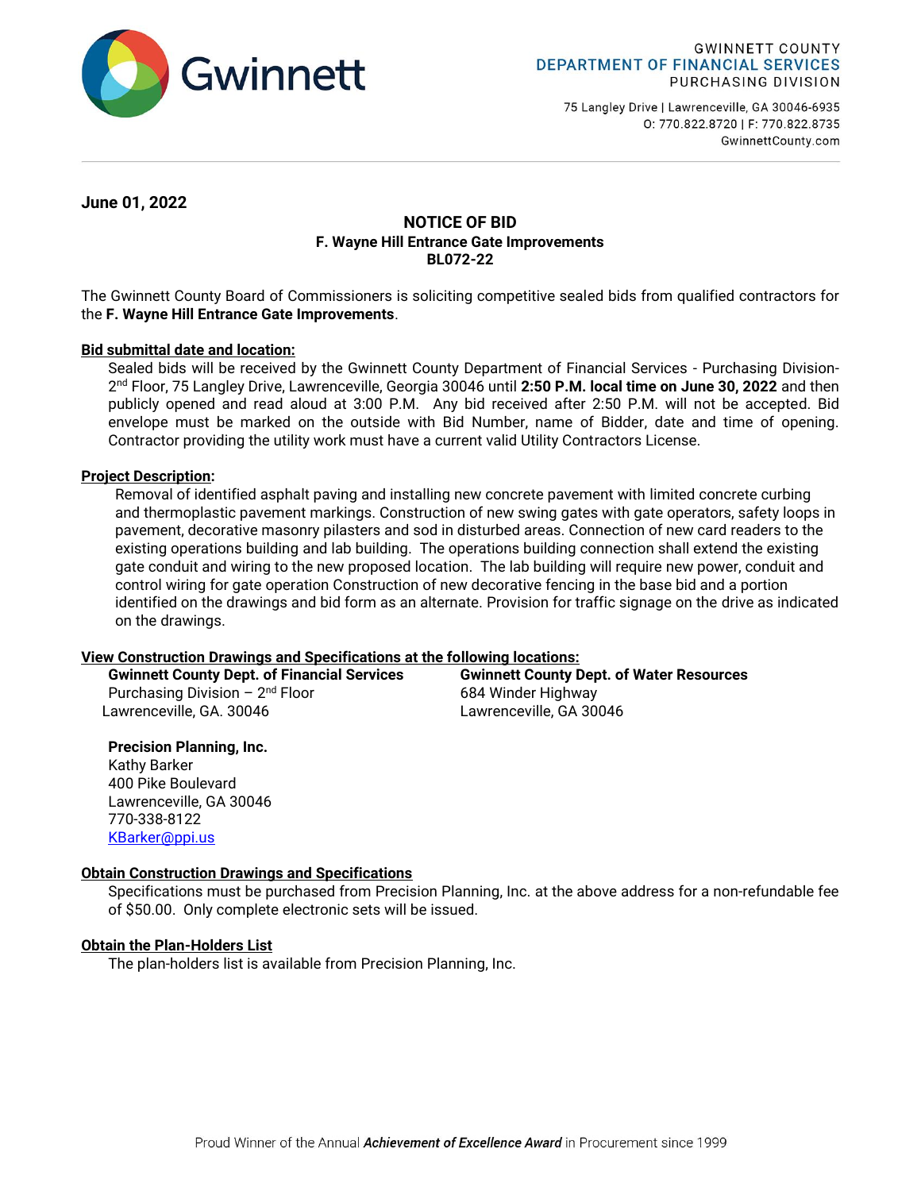Gwinnett

GWINNETT COUNTY
DEPARTMENT OF FINANCIAL SERVICES
PURCHASING DIVISION

75 Langley Drive | Lawrenceville, GA 30046-6935
O: 770.822.8720 | F: 770.822.8735
GwinnettCounty.com

**June 01, 2022**

# NOTICE OF BID
## F. Wayne Hill Entrance Gate Improvements
## BL072-22

The Gwinnett County Board of Commissioners is soliciting competitive sealed bids from qualified contractors for the **F. Wayne Hill Entrance Gate Improvements**.

**Bid submittal date and location:**

Sealed bids will be received by the Gwinnett County Department of Financial Services - Purchasing Division- 2nd Floor, 75 Langley Drive, Lawrenceville, Georgia 30046 until **2:50 P.M. local time on June 30, 2022** and then publicly opened and read aloud at 3:00 P.M. Any bid received after 2:50 P.M. will not be accepted. Bid envelope must be marked on the outside with Bid Number, name of Bidder, date and time of opening. Contractor providing the utility work must have a current valid Utility Contractors License.

**Project Description:**

Removal of identified asphalt paving and installing new concrete pavement with limited concrete curbing and thermoplastic pavement markings. Construction of new swing gates with gate operators, safety loops in pavement, decorative masonry pilasters and sod in disturbed areas. Connection of new card readers to the existing operations building and lab building. The operations building connection shall extend the existing gate conduit and wiring to the new proposed location. The lab building will require new power, conduit and control wiring for gate operation Construction of new decorative fencing in the base bid and a portion identified on the drawings and bid form as an alternate. Provision for traffic signage on the drive as indicated on the drawings.

**View Construction Drawings and Specifications at the following locations:**

**Gwinnett County Dept. of Financial Services**
Purchasing Division – 2nd Floor
Lawrenceville, GA. 30046

**Gwinnett County Dept. of Water Resources**
684 Winder Highway
Lawrenceville, GA 30046

**Precision Planning, Inc.**
Kathy Barker
400 Pike Boulevard
Lawrenceville, GA 30046
770-338-8122
KBarker@ppi.us

**Obtain Construction Drawings and Specifications**

Specifications must be purchased from Precision Planning, Inc. at the above address for a non-refundable fee of $50.00. Only complete electronic sets will be issued.

**Obtain the Plan-Holders List**

The plan-holders list is available from Precision Planning, Inc.

Proud Winner of the Annual ***Achievement of Excellence Award*** in Procurement since 1999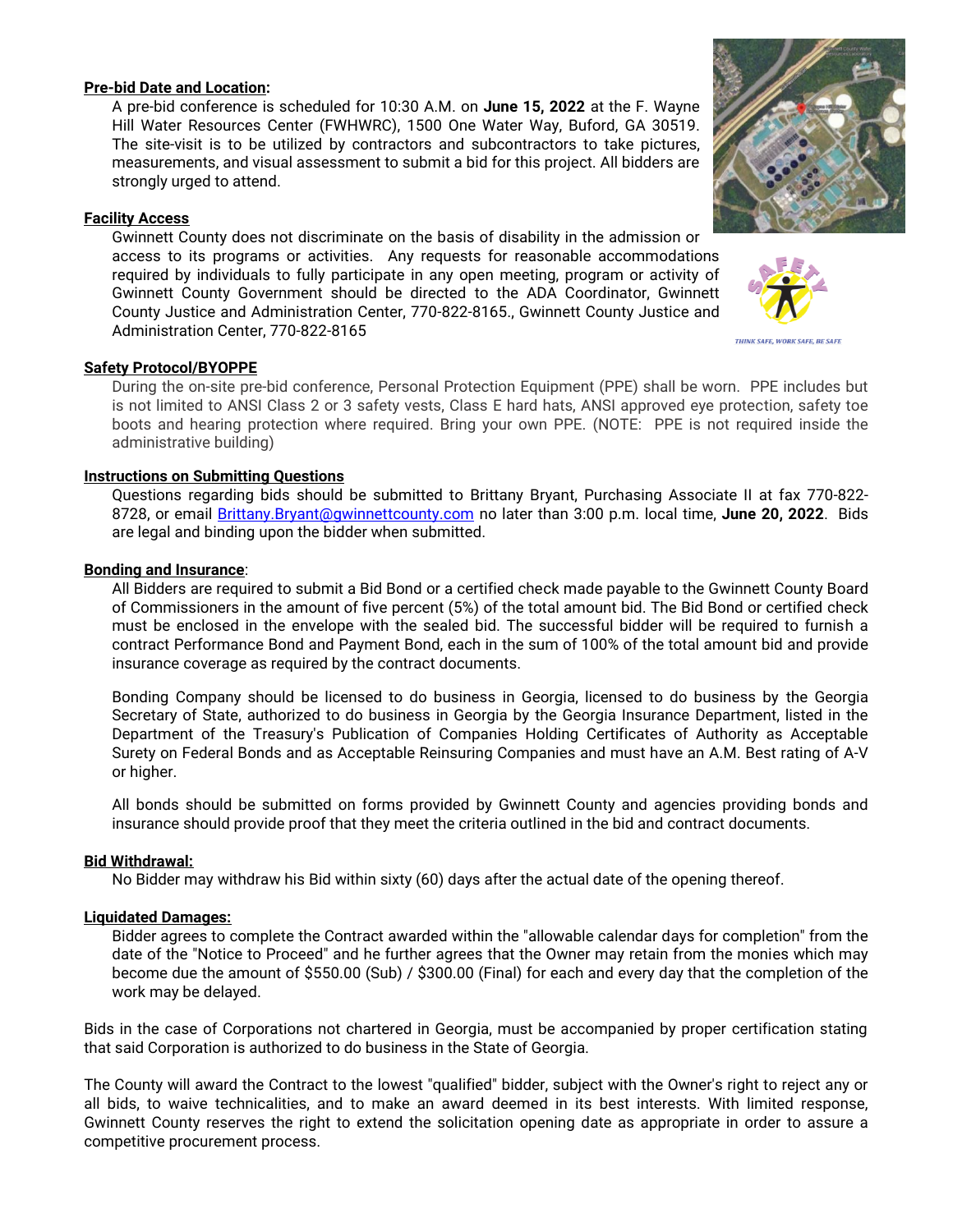**Pre-bid Date and Location:**

A pre-bid conference is scheduled for 10:30 A.M. on **June 15, 2022** at the F. Wayne Hill Water Resources Center (FWHWRC), 1500 One Water Way, Buford, GA 30519. The site-visit is to be utilized by contractors and subcontractors to take pictures, measurements, and visual assessment to submit a bid for this project. All bidders are strongly urged to attend.

**Facility Access**

Gwinnett County does not discriminate on the basis of disability in the admission or access to its programs or activities. Any requests for reasonable accommodations required by individuals to fully participate in any open meeting, program or activity of Gwinnett County Government should be directed to the ADA Coordinator, Gwinnett County Justice and Administration Center, 770-822-8165., Gwinnett County Justice and Administration Center, 770-822-8165

**Safety Protocol/BYOPPE**

During the on-site pre-bid conference, Personal Protection Equipment (PPE) shall be worn. PPE includes but is not limited to ANSI Class 2 or 3 safety vests, Class E hard hats, ANSI approved eye protection, safety toe boots and hearing protection where required. Bring your own PPE. (NOTE: PPE is not required inside the administrative building)

**Instructions on Submitting Questions**

Questions regarding bids should be submitted to Brittany Bryant, Purchasing Associate II at fax 770-822-8728, or email Brittany.Bryant@gwinnettcounty.com no later than 3:00 p.m. local time, **June 20, 2022**. Bids are legal and binding upon the bidder when submitted.

**Bonding and Insurance**:

All Bidders are required to submit a Bid Bond or a certified check made payable to the Gwinnett County Board of Commissioners in the amount of five percent (5%) of the total amount bid. The Bid Bond or certified check must be enclosed in the envelope with the sealed bid. The successful bidder will be required to furnish a contract Performance Bond and Payment Bond, each in the sum of 100% of the total amount bid and provide insurance coverage as required by the contract documents.

Bonding Company should be licensed to do business in Georgia, licensed to do business by the Georgia Secretary of State, authorized to do business in Georgia by the Georgia Insurance Department, listed in the Department of the Treasury's Publication of Companies Holding Certificates of Authority as Acceptable Surety on Federal Bonds and as Acceptable Reinsuring Companies and must have an A.M. Best rating of A-V or higher.

All bonds should be submitted on forms provided by Gwinnett County and agencies providing bonds and insurance should provide proof that they meet the criteria outlined in the bid and contract documents.

**Bid Withdrawal:**

No Bidder may withdraw his Bid within sixty (60) days after the actual date of the opening thereof.

**Liquidated Damages:**

Bidder agrees to complete the Contract awarded within the "allowable calendar days for completion" from the date of the "Notice to Proceed" and he further agrees that the Owner may retain from the monies which may become due the amount of $550.00 (Sub) / $300.00 (Final) for each and every day that the completion of the work may be delayed.

Bids in the case of Corporations not chartered in Georgia, must be accompanied by proper certification stating that said Corporation is authorized to do business in the State of Georgia.

The County will award the Contract to the lowest "qualified" bidder, subject with the Owner's right to reject any or all bids, to waive technicalities, and to make an award deemed in its best interests. With limited response, Gwinnett County reserves the right to extend the solicitation opening date as appropriate in order to assure a competitive procurement process.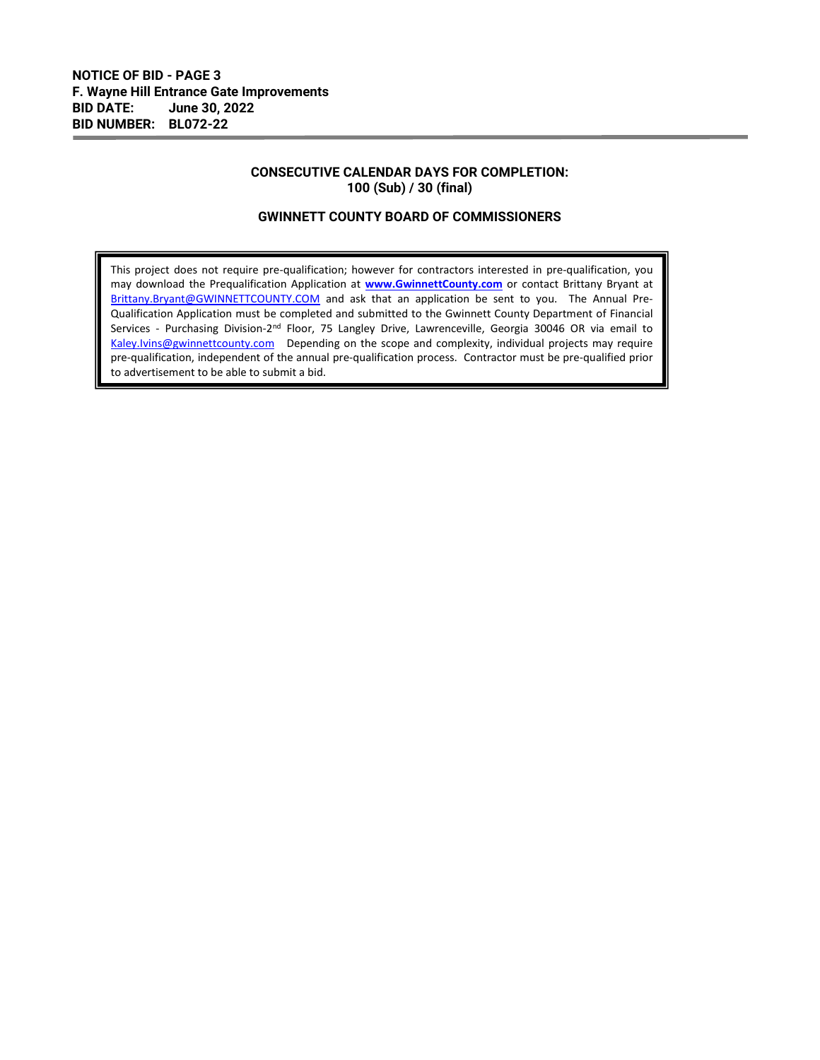**CONSECUTIVE CALENDAR DAYS FOR COMPLETION:**
**100 (Sub) / 30 (final)**

**GWINNETT COUNTY BOARD OF COMMISSIONERS**

This project does not require pre-qualification; however for contractors interested in pre-qualification, you may download the Prequalification Application at **www.GwinnettCounty.com** or contact Brittany Bryant at Brittany.Bryant@GWINNETTCOUNTY.COM and ask that an application be sent to you. The Annual Pre-Qualification Application must be completed and submitted to the Gwinnett County Department of Financial Services - Purchasing Division-2nd Floor, 75 Langley Drive, Lawrenceville, Georgia 30046 OR via email to Kaley.Ivins@gwinnettcounty.com Depending on the scope and complexity, individual projects may require pre-qualification, independent of the annual pre-qualification process. Contractor must be pre-qualified prior to advertisement to be able to submit a bid.